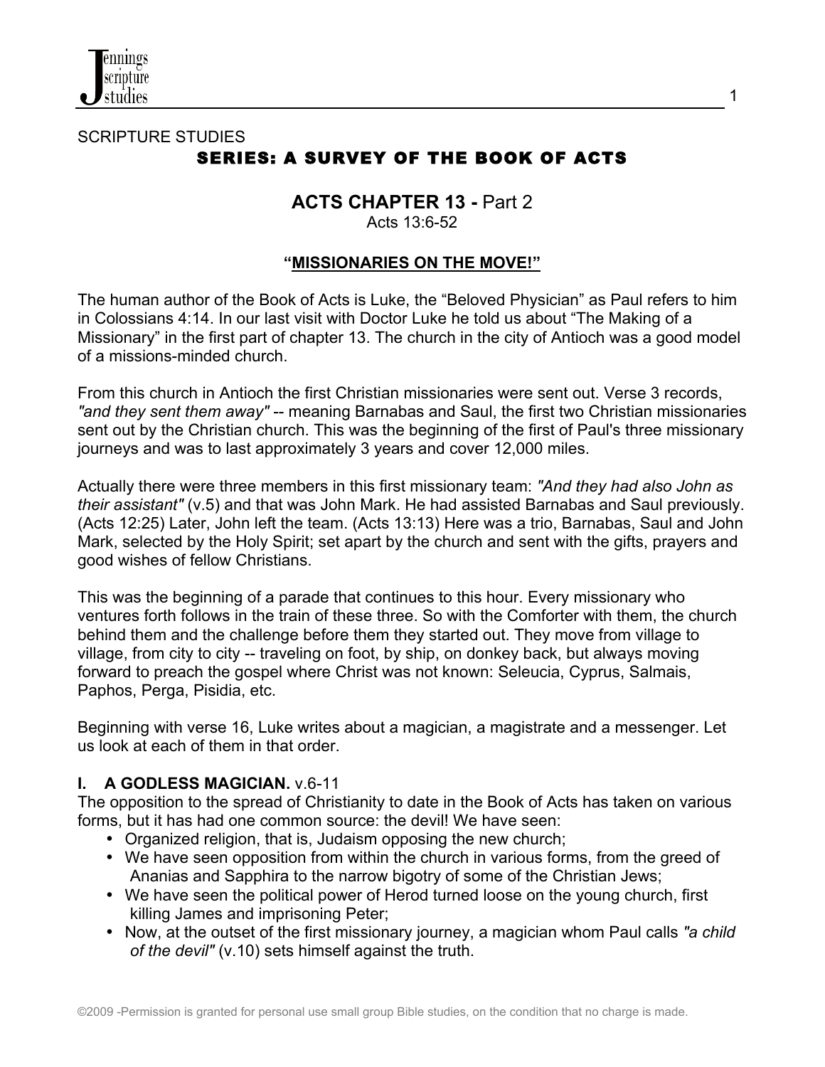SCRIPTURE STUDIES

# SERIES: A SURVEY OF THE BOOK OF ACTS

## ACTS CHAPTER 13 - Part 2

Acts 13:6-52

### "MISSIONARIES ON THE MOVE!"

The human author of the Book of Acts is Luke, the "Beloved Physician" as Paul refers to him in Colossians 4:14. In our last visit with Doctor Luke he told us about "The Making of a Missionary" in the first part of chapter 13. The church in the city of Antioch was a good model of a missions-minded church.

From this church in Antioch the first Christian missionaries were sent out. Verse 3 records, *"and they sent them away"* -- meaning Barnabas and Saul, the first two Christian missionaries sent out by the Christian church. This was the beginning of the first of Paul's three missionary journeys and was to last approximately 3 years and cover 12,000 miles.

Actually there were three members in this first missionary team: *"And they had also John as their assistant"* (v.5) and that was John Mark. He had assisted Barnabas and Saul previously. (Acts 12:25) Later, John left the team. (Acts 13:13) Here was a trio, Barnabas, Saul and John Mark, selected by the Holy Spirit; set apart by the church and sent with the gifts, prayers and good wishes of fellow Christians.

This was the beginning of a parade that continues to this hour. Every missionary who ventures forth follows in the train of these three. So with the Comforter with them, the church behind them and the challenge before them they started out. They move from village to village, from city to city -- traveling on foot, by ship, on donkey back, but always moving forward to preach the gospel where Christ was not known: Seleucia, Cyprus, Salmais, Paphos, Perga, Pisidia, etc.

Beginning with verse 16, Luke writes about a magician, a magistrate and a messenger. Let us look at each of them in that order.

**I. A GODLESS MAGICIAN.** v.6-11

The opposition to the spread of Christianity to date in the Book of Acts has taken on various forms, but it has had one common source: the devil! We have seen:

- Organized religion, that is, Judaism opposing the new church;
- We have seen opposition from within the church in various forms, from the greed of Ananias and Sapphira to the narrow bigotry of some of the Christian Jews;
- We have seen the political power of Herod turned loose on the young church, first killing James and imprisoning Peter;
- Now, at the outset of the first missionary journey, a magician whom Paul calls *"a child of the devil"* (v.10) sets himself against the truth.

©2009 -Permission is granted for personal use small group Bible studies, on the condition that no charge is made.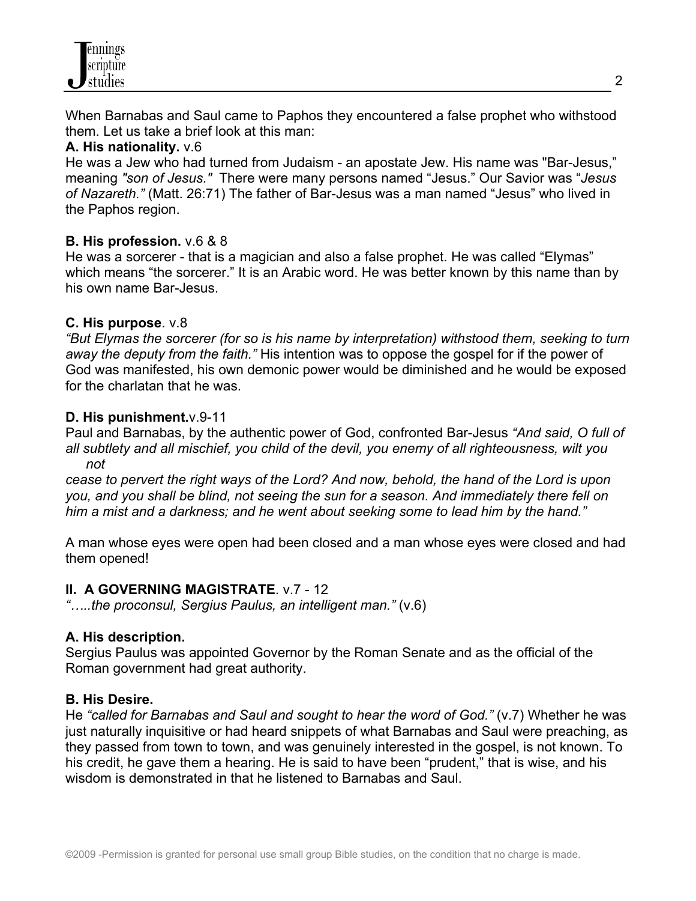When Barnabas and Saul came to Paphos they encountered a false prophet who withstood them. Let us take a brief look at this man:

**A. His nationality.** v.6

He was a Jew who had turned from Judaism - an apostate Jew. His name was "Bar-Jesus," meaning *"son of Jesus."* There were many persons named "Jesus." Our Savior was "*Jesus of Nazareth."* (Matt. 26:71) The father of Bar-Jesus was a man named "Jesus" who lived in the Paphos region.

**B. His profession.** v.6 & 8

He was a sorcerer - that is a magician and also a false prophet. He was called "Elymas" which means "the sorcerer." It is an Arabic word. He was better known by this name than by his own name Bar-Jesus.

**C. His purpose**. v.8

*"But Elymas the sorcerer (for so is his name by interpretation) withstood them, seeking to turn away the deputy from the faith."* His intention was to oppose the gospel for if the power of God was manifested, his own demonic power would be diminished and he would be exposed for the charlatan that he was.

**D. His punishment.**v.9-11

Paul and Barnabas, by the authentic power of God, confronted Bar-Jesus *"And said, O full of all subtlety and all mischief, you child of the devil, you enemy of all righteousness, wilt you not cease to pervert the right ways of the Lord? And now, behold, the hand of the Lord is upon you, and you shall be blind, not seeing the sun for a season. And immediately there fell on him a mist and a darkness; and he went about seeking some to lead him by the hand."*

A man whose eyes were open had been closed and a man whose eyes were closed and had them opened!

**II. A GOVERNING MAGISTRATE**. v.7 - 12

*"…..the proconsul, Sergius Paulus, an intelligent man."* (v.6)

**A. His description.**

Sergius Paulus was appointed Governor by the Roman Senate and as the official of the Roman government had great authority.

**B. His Desire.**

He *"called for Barnabas and Saul and sought to hear the word of God."* (v.7) Whether he was just naturally inquisitive or had heard snippets of what Barnabas and Saul were preaching, as they passed from town to town, and was genuinely interested in the gospel, is not known. To his credit, he gave them a hearing. He is said to have been "prudent," that is wise, and his wisdom is demonstrated in that he listened to Barnabas and Saul.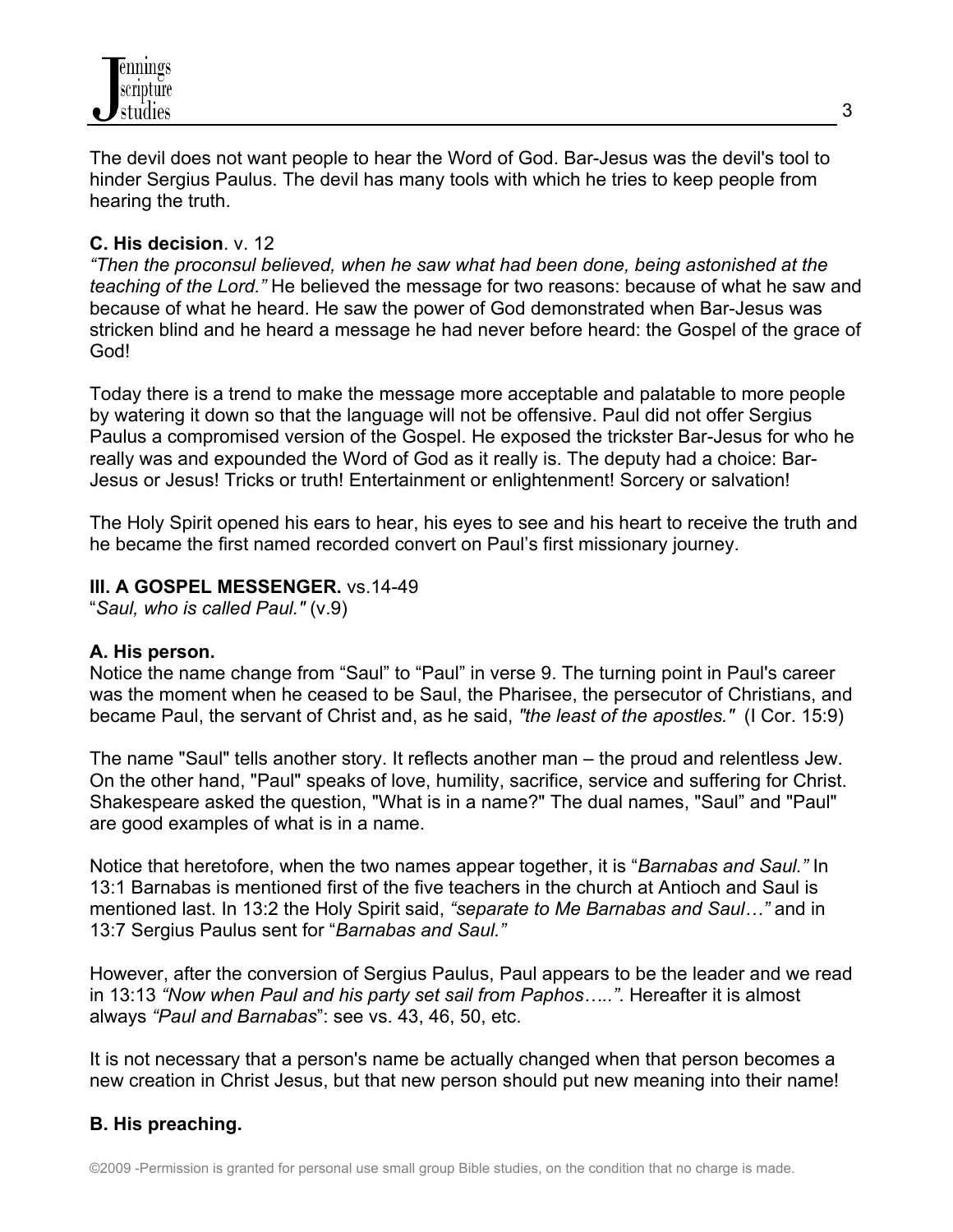The devil does not want people to hear the Word of God. Bar-Jesus was the devil's tool to hinder Sergius Paulus. The devil has many tools with which he tries to keep people from hearing the truth.

**C. His decision**. v. 12

*"Then the proconsul believed, when he saw what had been done, being astonished at the teaching of the Lord."* He believed the message for two reasons: because of what he saw and because of what he heard. He saw the power of God demonstrated when Bar-Jesus was stricken blind and he heard a message he had never before heard: the Gospel of the grace of God!

Today there is a trend to make the message more acceptable and palatable to more people by watering it down so that the language will not be offensive. Paul did not offer Sergius Paulus a compromised version of the Gospel. He exposed the trickster Bar-Jesus for who he really was and expounded the Word of God as it really is. The deputy had a choice: Bar-Jesus or Jesus! Tricks or truth! Entertainment or enlightenment! Sorcery or salvation!

The Holy Spirit opened his ears to hear, his eyes to see and his heart to receive the truth and he became the first named recorded convert on Paul's first missionary journey.

**III. A GOSPEL MESSENGER.** vs.14-49

"*Saul, who is called Paul."* (v.9)

**A. His person.**

Notice the name change from "Saul" to "Paul" in verse 9. The turning point in Paul's career was the moment when he ceased to be Saul, the Pharisee, the persecutor of Christians, and became Paul, the servant of Christ and, as he said, *"the least of the apostles."* (I Cor. 15:9)

The name "Saul" tells another story. It reflects another man – the proud and relentless Jew. On the other hand, "Paul" speaks of love, humility, sacrifice, service and suffering for Christ. Shakespeare asked the question, "What is in a name?" The dual names, "Saul" and "Paul" are good examples of what is in a name.

Notice that heretofore, when the two names appear together, it is "*Barnabas and Saul."* In 13:1 Barnabas is mentioned first of the five teachers in the church at Antioch and Saul is mentioned last. In 13:2 the Holy Spirit said, *"separate to Me Barnabas and Saul…"* and in 13:7 Sergius Paulus sent for "*Barnabas and Saul."*

However, after the conversion of Sergius Paulus, Paul appears to be the leader and we read in 13:13 *"Now when Paul and his party set sail from Paphos…..".* Hereafter it is almost always *"Paul and Barnabas*": see vs. 43, 46, 50, etc.

It is not necessary that a person's name be actually changed when that person becomes a new creation in Christ Jesus, but that new person should put new meaning into their name!

**B. His preaching.**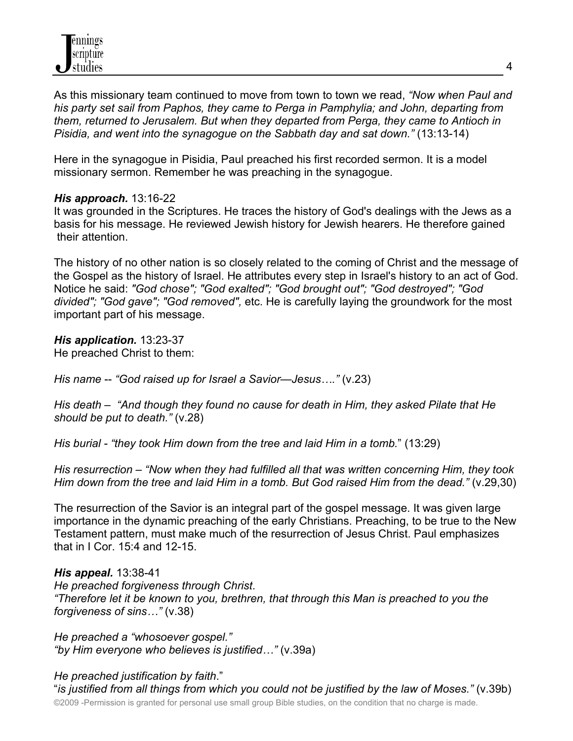As this missionary team continued to move from town to town we read, *"Now when Paul and his party set sail from Paphos, they came to Perga in Pamphylia; and John, departing from them, returned to Jerusalem. But when they departed from Perga, they came to Antioch in Pisidia, and went into the synagogue on the Sabbath day and sat down."* (13:13-14)

Here in the synagogue in Pisidia, Paul preached his first recorded sermon. It is a model missionary sermon. Remember he was preaching in the synagogue.

***His approach.*** 13:16-22
It was grounded in the Scriptures. He traces the history of God's dealings with the Jews as a basis for his message. He reviewed Jewish history for Jewish hearers. He therefore gained their attention.

The history of no other nation is so closely related to the coming of Christ and the message of the Gospel as the history of Israel. He attributes every step in Israel's history to an act of God. Notice he said: *"God chose"; "God exalted"; "God brought out"; "God destroyed"; "God divided"; "God gave"; "God removed",* etc. He is carefully laying the groundwork for the most important part of his message.

***His application.*** 13:23-37
He preached Christ to them:

*His name -- "God raised up for Israel a Savior—Jesus…."* (v.23)

*His death – "And though they found no cause for death in Him, they asked Pilate that He should be put to death."* (v.28)

*His burial - "they took Him down from the tree and laid Him in a tomb."* (13:29)

*His resurrection – "Now when they had fulfilled all that was written concerning Him, they took Him down from the tree and laid Him in a tomb. But God raised Him from the dead."* (v.29,30)

The resurrection of the Savior is an integral part of the gospel message. It was given large importance in the dynamic preaching of the early Christians. Preaching, to be true to the New Testament pattern, must make much of the resurrection of Jesus Christ. Paul emphasizes that in I Cor. 15:4 and 12-15.

***His appeal.*** 13:38-41
*He preached forgiveness through Christ*.
*"Therefore let it be known to you, brethren, that through this Man is preached to you the forgiveness of sins…"* (v.38)

*He preached a "whosoever gospel."*
*"by Him everyone who believes is justified…"* (v.39a)

*He preached justification by faith*."
"*is justified from all things from which you could not be justified by the law of Moses."* (v.39b)

©2009 -Permission is granted for personal use small group Bible studies, on the condition that no charge is made.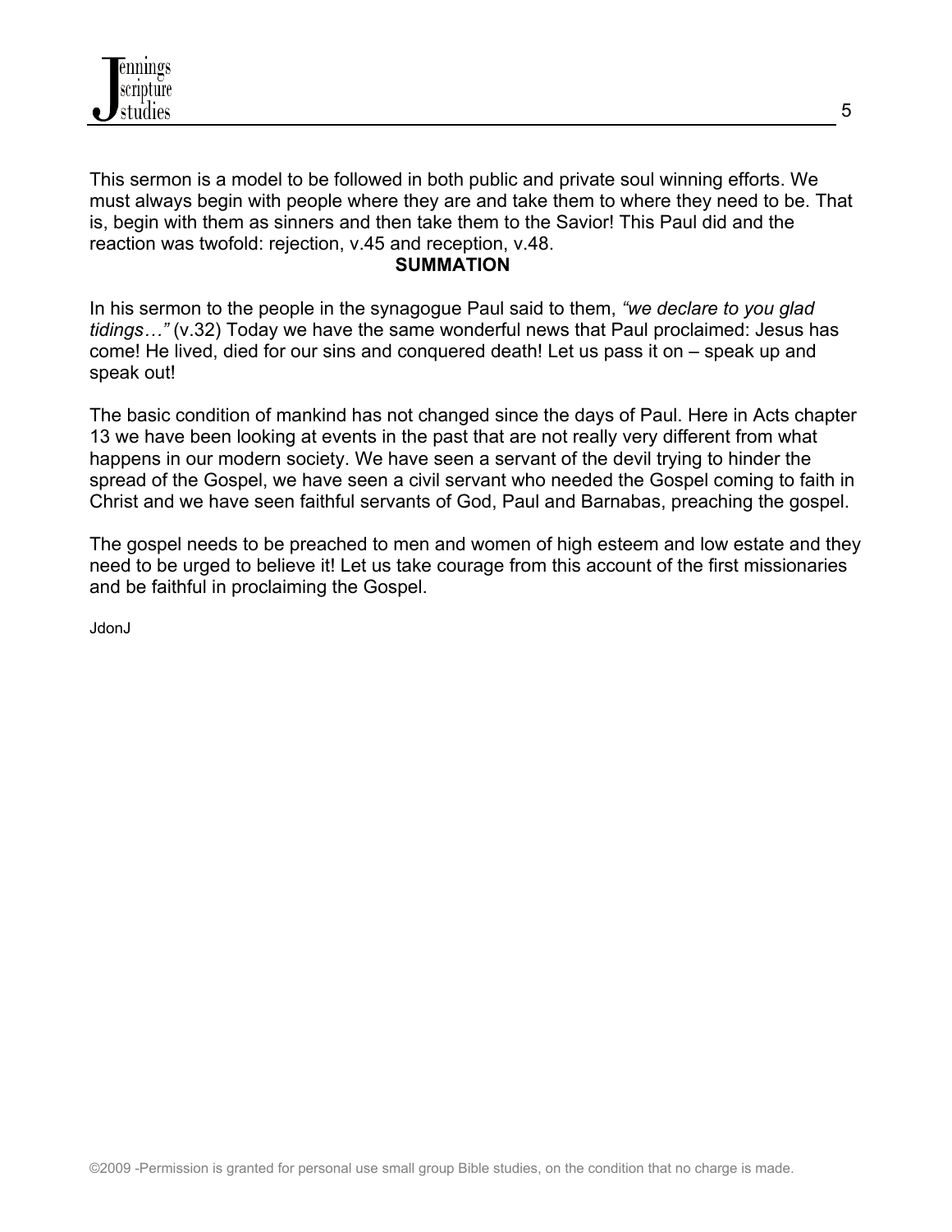This sermon is a model to be followed in both public and private soul winning efforts. We must always begin with people where they are and take them to where they need to be. That is, begin with them as sinners and then take them to the Savior! This Paul did and the reaction was twofold: rejection, v.45 and reception, v.48.

**SUMMATION**

In his sermon to the people in the synagogue Paul said to them, *"we declare to you glad tidings…"* (v.32) Today we have the same wonderful news that Paul proclaimed: Jesus has come! He lived, died for our sins and conquered death! Let us pass it on – speak up and speak out!

The basic condition of mankind has not changed since the days of Paul. Here in Acts chapter 13 we have been looking at events in the past that are not really very different from what happens in our modern society. We have seen a servant of the devil trying to hinder the spread of the Gospel, we have seen a civil servant who needed the Gospel coming to faith in Christ and we have seen faithful servants of God, Paul and Barnabas, preaching the gospel.

The gospel needs to be preached to men and women of high esteem and low estate and they need to be urged to believe it! Let us take courage from this account of the first missionaries and be faithful in proclaiming the Gospel.

JdonJ